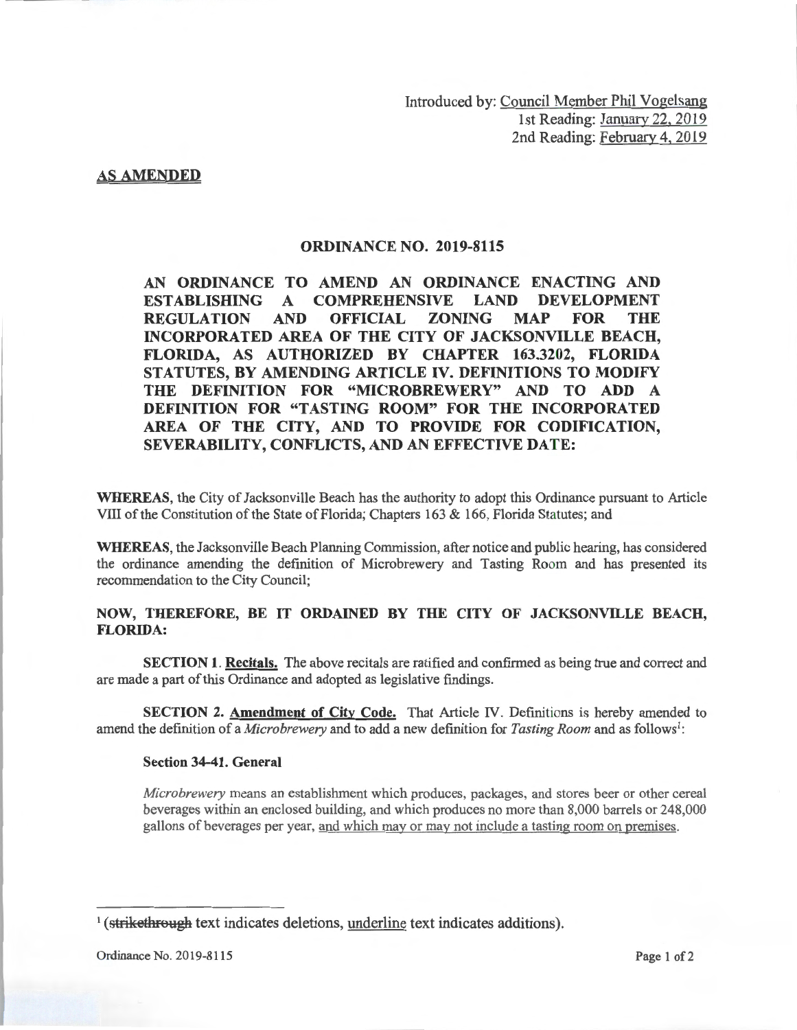Introduced by: Council Member Phil Vogelsang
1st Reading: January 22, 2019
2nd Reading: February 4, 2019

**AS AMENDED**

# ORDINANCE NO. 2019-8115

**AN ORDINANCE TO AMEND AN ORDINANCE ENACTING AND ESTABLISHING A COMPREHENSIVE LAND DEVELOPMENT REGULATION AND OFFICIAL ZONING MAP FOR THE INCORPORATED AREA OF THE CITY OF JACKSONVILLE BEACH, FLORIDA, AS AUTHORIZED BY CHAPTER 163.3202, FLORIDA STATUTES, BY AMENDING ARTICLE IV. DEFINITIONS TO MODIFY THE DEFINITION FOR "MICROBREWERY" AND TO ADD A DEFINITION FOR "TASTING ROOM" FOR THE INCORPORATED AREA OF THE CITY, AND TO PROVIDE FOR CODIFICATION, SEVERABILITY, CONFLICTS, AND AN EFFECTIVE DATE:**

**WHEREAS**, the City of Jacksonville Beach has the authority to adopt this Ordinance pursuant to Article VIII of the Constitution of the State of Florida; Chapters 163 & 166, Florida Statutes; and

**WHEREAS**, the Jacksonville Beach Planning Commission, after notice and public hearing, has considered the ordinance amending the definition of Microbrewery and Tasting Room and has presented its recommendation to the City Council;

**NOW, THEREFORE, BE IT ORDAINED BY THE CITY OF JACKSONVILLE BEACH, FLORIDA:**

**SECTION 1. Recitals.** The above recitals are ratified and confirmed as being true and correct and are made a part of this Ordinance and adopted as legislative findings.

**SECTION 2. Amendment of City Code.** That Article IV. Definitions is hereby amended to amend the definition of a *Microbrewery* and to add a new definition for *Tasting Room* and as follows[1]:

**Section 34-41. General**

*Microbrewery* means an establishment which produces, packages, and stores beer or other cereal beverages within an enclosed building, and which produces no more than 8,000 barrels or 248,000 gallons of beverages per year, <u>and which may or may not include a tasting room on premises</u>.

---

[1] (~~strikethrough~~ text indicates deletions, <u>underline</u> text indicates additions).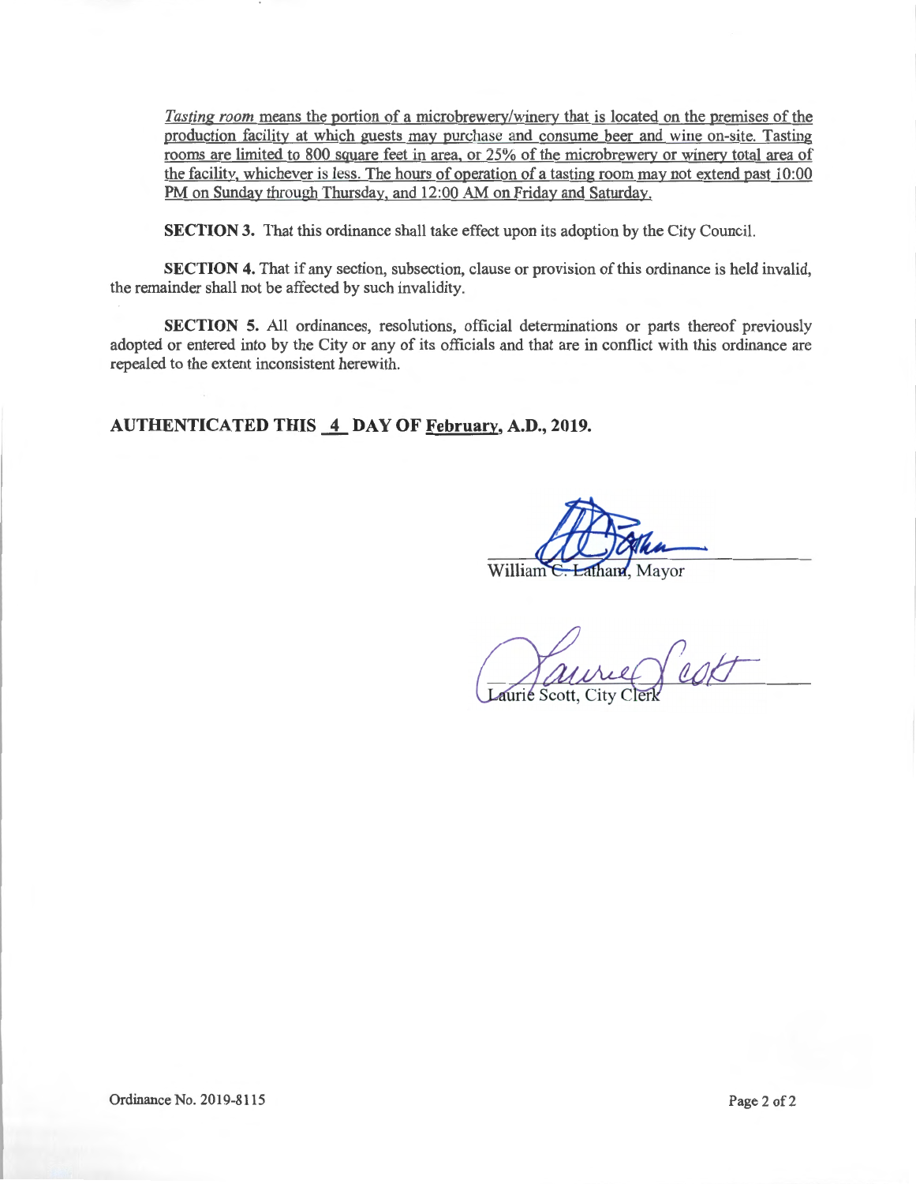*Tasting room* means the portion of a microbrewery/winery that is located on the premises of the production facility at which guests may purchase and consume beer and wine on-site. Tasting rooms are limited to 800 square feet in area, or 25% of the microbrewery or winery total area of the facility, whichever is less. The hours of operation of a tasting room may not extend past 10:00 PM on Sunday through Thursday, and 12:00 AM on Friday and Saturday.

**SECTION 3.** That this ordinance shall take effect upon its adoption by the City Council.

**SECTION 4.** That if any section, subsection, clause or provision of this ordinance is held invalid, the remainder shall not be affected by such invalidity.

**SECTION 5.** All ordinances, resolutions, official determinations or parts thereof previously adopted or entered into by the City or any of its officials and that are in conflict with this ordinance are repealed to the extent inconsistent herewith.

**AUTHENTICATED THIS 4 DAY OF February, A.D., 2019.**

William C. Latham, Mayor

Laurie Scott, City Clerk

Ordinance No. 2019-8115